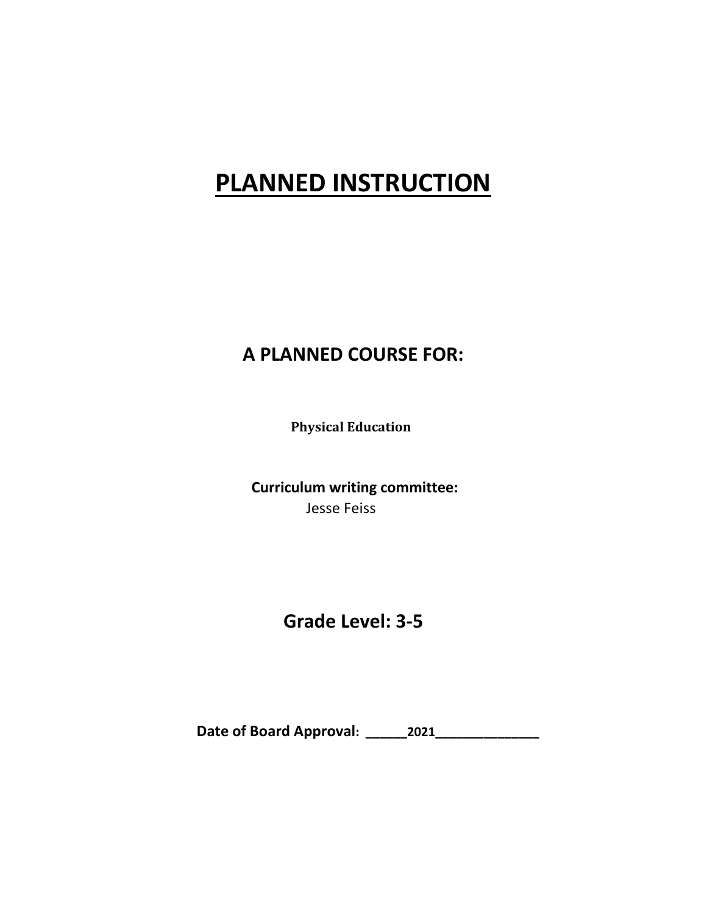# PLANNED INSTRUCTION

## A PLANNED COURSE FOR:

**Physical Education**

**Curriculum writing committee:**
Jesse Feiss

## Grade Level: 3-5

**Date of Board Approval: ______2021______________**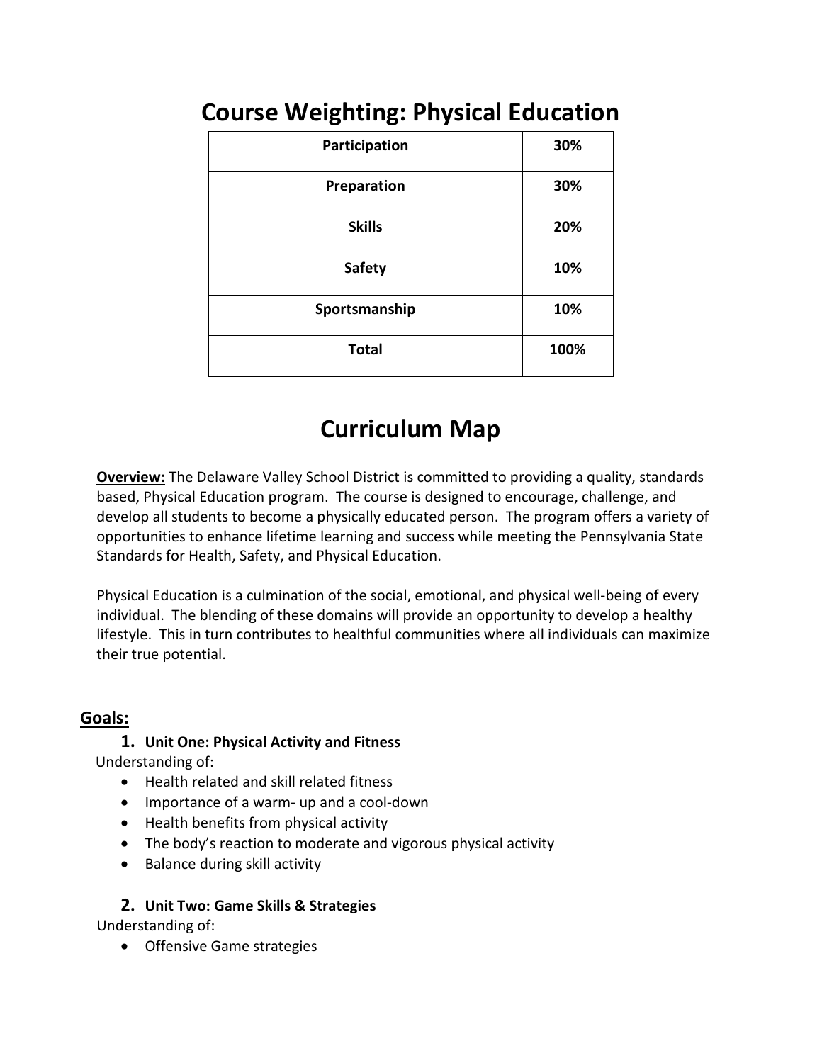# Course Weighting: Physical Education

| Participation | 30% |
|---|---|
| Preparation | 30% |
| Skills | 20% |
| Safety | 10% |
| Sportsmanship | 10% |
| **Total** | **100%** |

# Curriculum Map

**Overview:** The Delaware Valley School District is committed to providing a quality, standards based, Physical Education program. The course is designed to encourage, challenge, and develop all students to become a physically educated person. The program offers a variety of opportunities to enhance lifetime learning and success while meeting the Pennsylvania State Standards for Health, Safety, and Physical Education.

Physical Education is a culmination of the social, emotional, and physical well-being of every individual. The blending of these domains will provide an opportunity to develop a healthy lifestyle. This in turn contributes to healthful communities where all individuals can maximize their true potential.

## Goals:

1. **Unit One: Physical Activity and Fitness**

Understanding of:

- Health related and skill related fitness
- Importance of a warm- up and a cool-down
- Health benefits from physical activity
- The body's reaction to moderate and vigorous physical activity
- Balance during skill activity

2. **Unit Two: Game Skills & Strategies**

Understanding of:

- Offensive Game strategies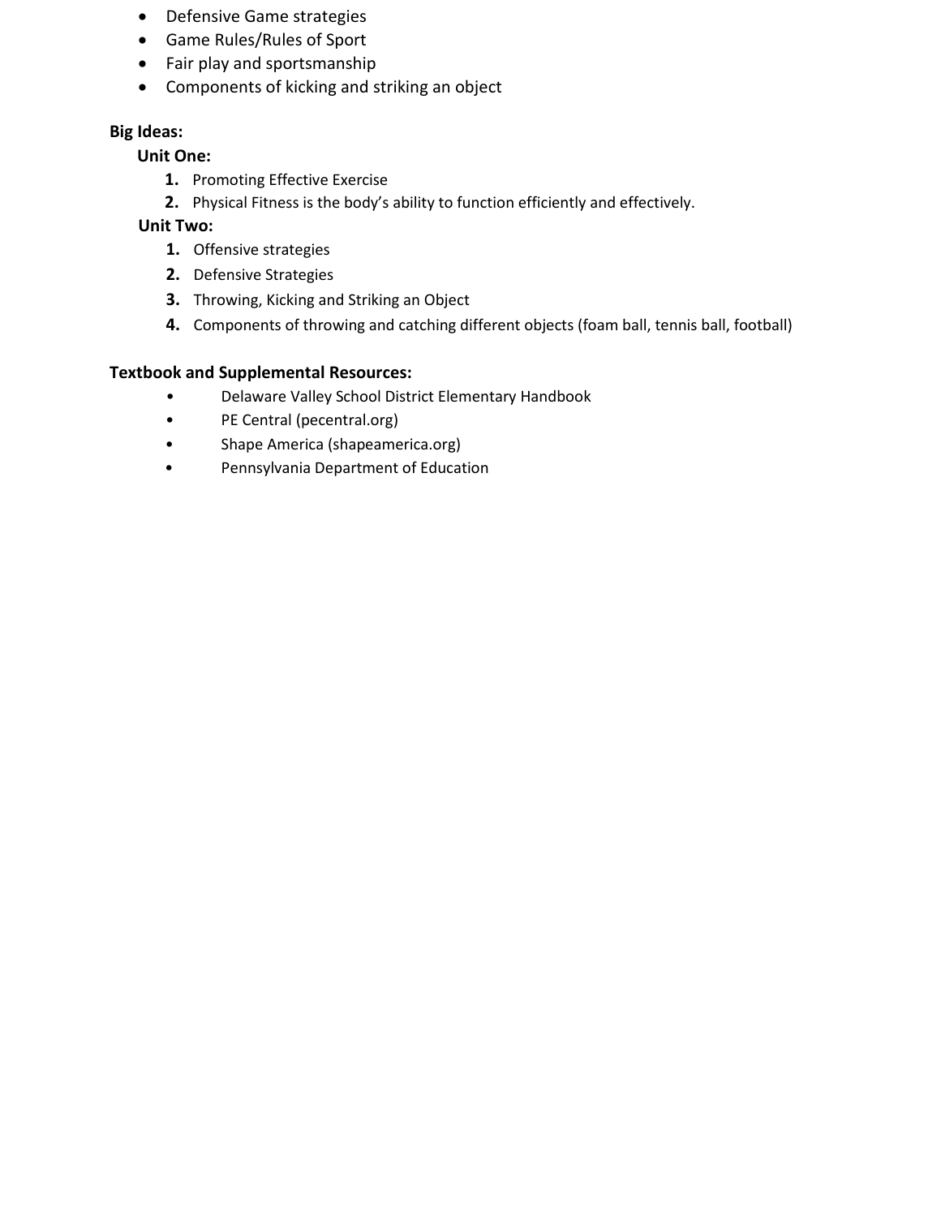- Defensive Game strategies
- Game Rules/Rules of Sport
- Fair play and sportsmanship
- Components of kicking and striking an object

**Big Ideas:**

**Unit One:**

1. Promoting Effective Exercise
2. Physical Fitness is the body's ability to function efficiently and effectively.

**Unit Two:**

1. Offensive strategies
2. Defensive Strategies
3. Throwing, Kicking and Striking an Object
4. Components of throwing and catching different objects (foam ball, tennis ball, football)

**Textbook and Supplemental Resources:**

- Delaware Valley School District Elementary Handbook
- PE Central (pecentral.org)
- Shape America (shapeamerica.org)
- Pennsylvania Department of Education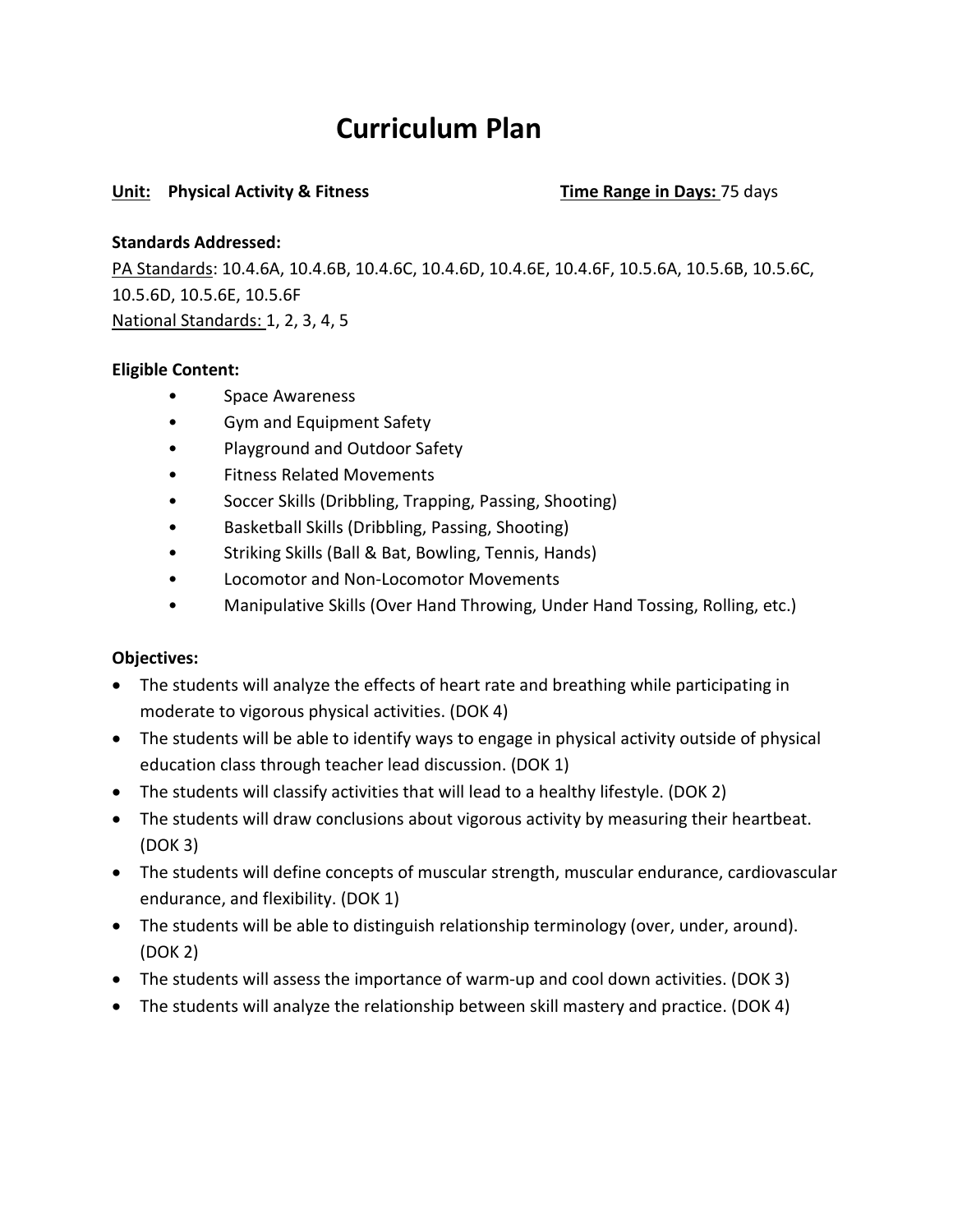# Curriculum Plan

**<u>Unit:</u> Physical Activity & Fitness** **<u>Time Range in Days:</u>** 75 days

**Standards Addressed:**
<u>PA Standards</u>: 10.4.6A, 10.4.6B, 10.4.6C, 10.4.6D, 10.4.6E, 10.4.6F, 10.5.6A, 10.5.6B, 10.5.6C, 10.5.6D, 10.5.6E, 10.5.6F
<u>National Standards:</u> 1, 2, 3, 4, 5

**Eligible Content:**

- Space Awareness
- Gym and Equipment Safety
- Playground and Outdoor Safety
- Fitness Related Movements
- Soccer Skills (Dribbling, Trapping, Passing, Shooting)
- Basketball Skills (Dribbling, Passing, Shooting)
- Striking Skills (Ball & Bat, Bowling, Tennis, Hands)
- Locomotor and Non-Locomotor Movements
- Manipulative Skills (Over Hand Throwing, Under Hand Tossing, Rolling, etc.)

**Objectives:**

- The students will analyze the effects of heart rate and breathing while participating in moderate to vigorous physical activities. (DOK 4)
- The students will be able to identify ways to engage in physical activity outside of physical education class through teacher lead discussion. (DOK 1)
- The students will classify activities that will lead to a healthy lifestyle. (DOK 2)
- The students will draw conclusions about vigorous activity by measuring their heartbeat. (DOK 3)
- The students will define concepts of muscular strength, muscular endurance, cardiovascular endurance, and flexibility. (DOK 1)
- The students will be able to distinguish relationship terminology (over, under, around). (DOK 2)
- The students will assess the importance of warm-up and cool down activities. (DOK 3)
- The students will analyze the relationship between skill mastery and practice. (DOK 4)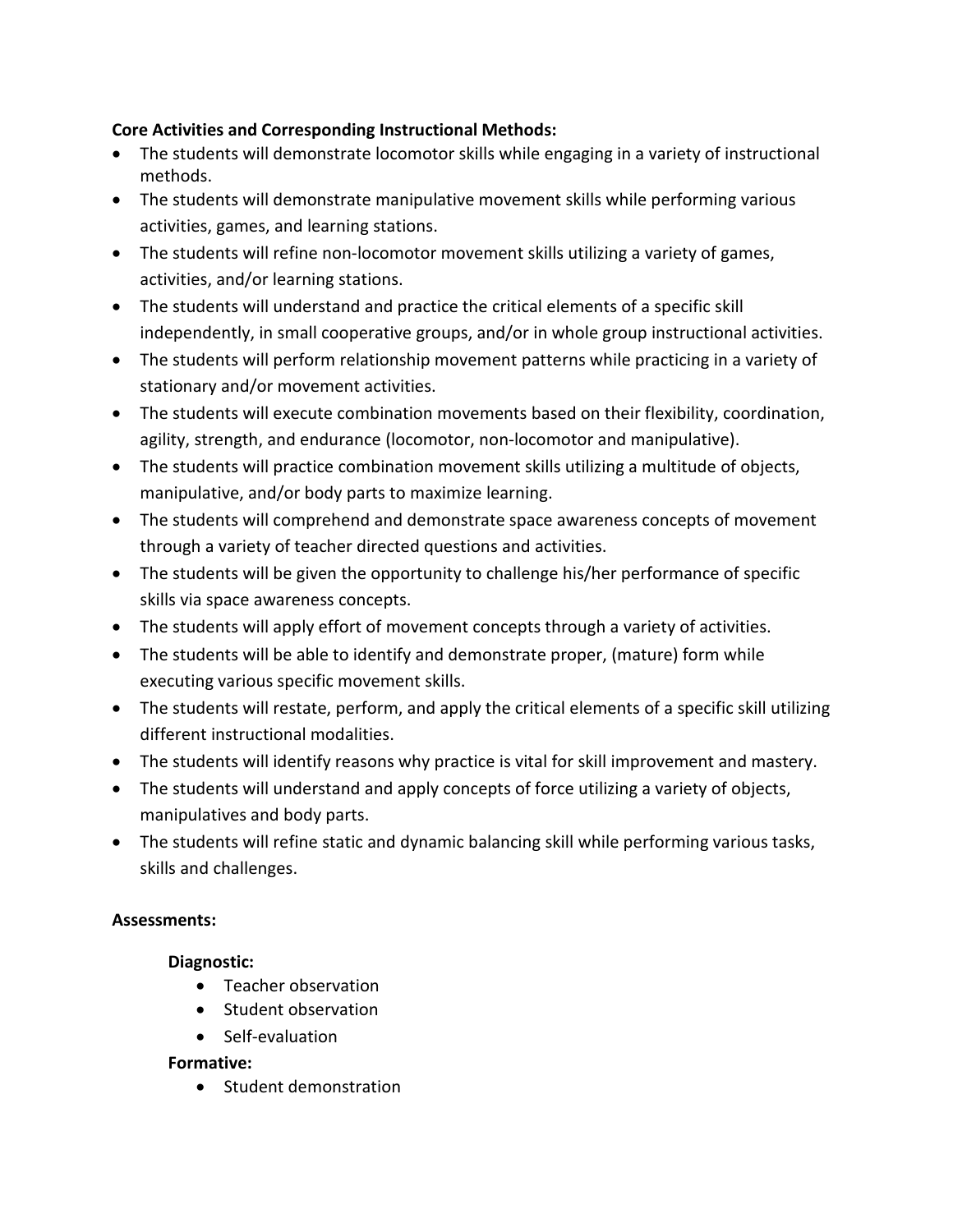**Core Activities and Corresponding Instructional Methods:**

- The students will demonstrate locomotor skills while engaging in a variety of instructional methods.
- The students will demonstrate manipulative movement skills while performing various activities, games, and learning stations.
- The students will refine non-locomotor movement skills utilizing a variety of games, activities, and/or learning stations.
- The students will understand and practice the critical elements of a specific skill independently, in small cooperative groups, and/or in whole group instructional activities.
- The students will perform relationship movement patterns while practicing in a variety of stationary and/or movement activities.
- The students will execute combination movements based on their flexibility, coordination, agility, strength, and endurance (locomotor, non-locomotor and manipulative).
- The students will practice combination movement skills utilizing a multitude of objects, manipulative, and/or body parts to maximize learning.
- The students will comprehend and demonstrate space awareness concepts of movement through a variety of teacher directed questions and activities.
- The students will be given the opportunity to challenge his/her performance of specific skills via space awareness concepts.
- The students will apply effort of movement concepts through a variety of activities.
- The students will be able to identify and demonstrate proper, (mature) form while executing various specific movement skills.
- The students will restate, perform, and apply the critical elements of a specific skill utilizing different instructional modalities.
- The students will identify reasons why practice is vital for skill improvement and mastery.
- The students will understand and apply concepts of force utilizing a variety of objects, manipulatives and body parts.
- The students will refine static and dynamic balancing skill while performing various tasks, skills and challenges.

**Assessments:**

**Diagnostic:**

- Teacher observation
- Student observation
- Self-evaluation

**Formative:**

- Student demonstration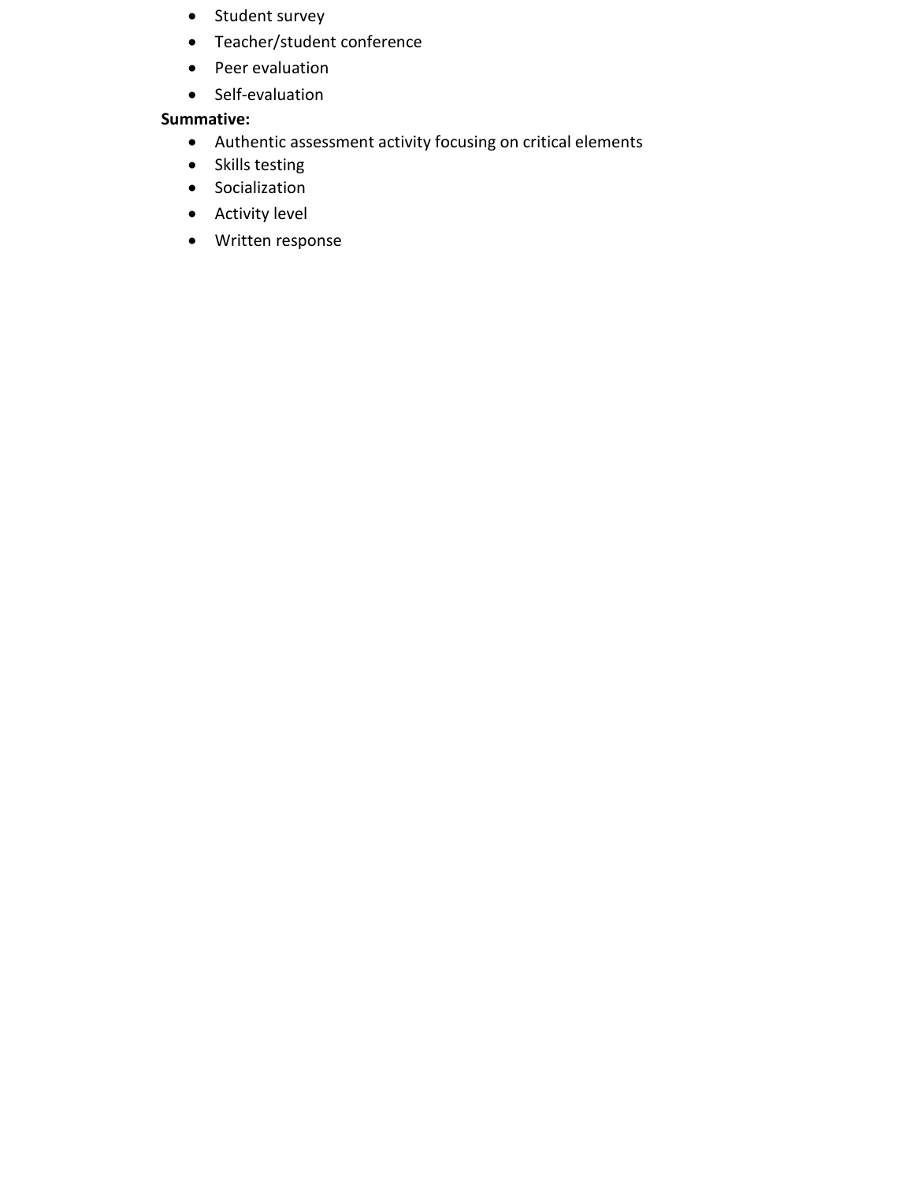- Student survey
- Teacher/student conference
- Peer evaluation
- Self-evaluation

**Summative:**

- Authentic assessment activity focusing on critical elements
- Skills testing
- Socialization
- Activity level
- Written response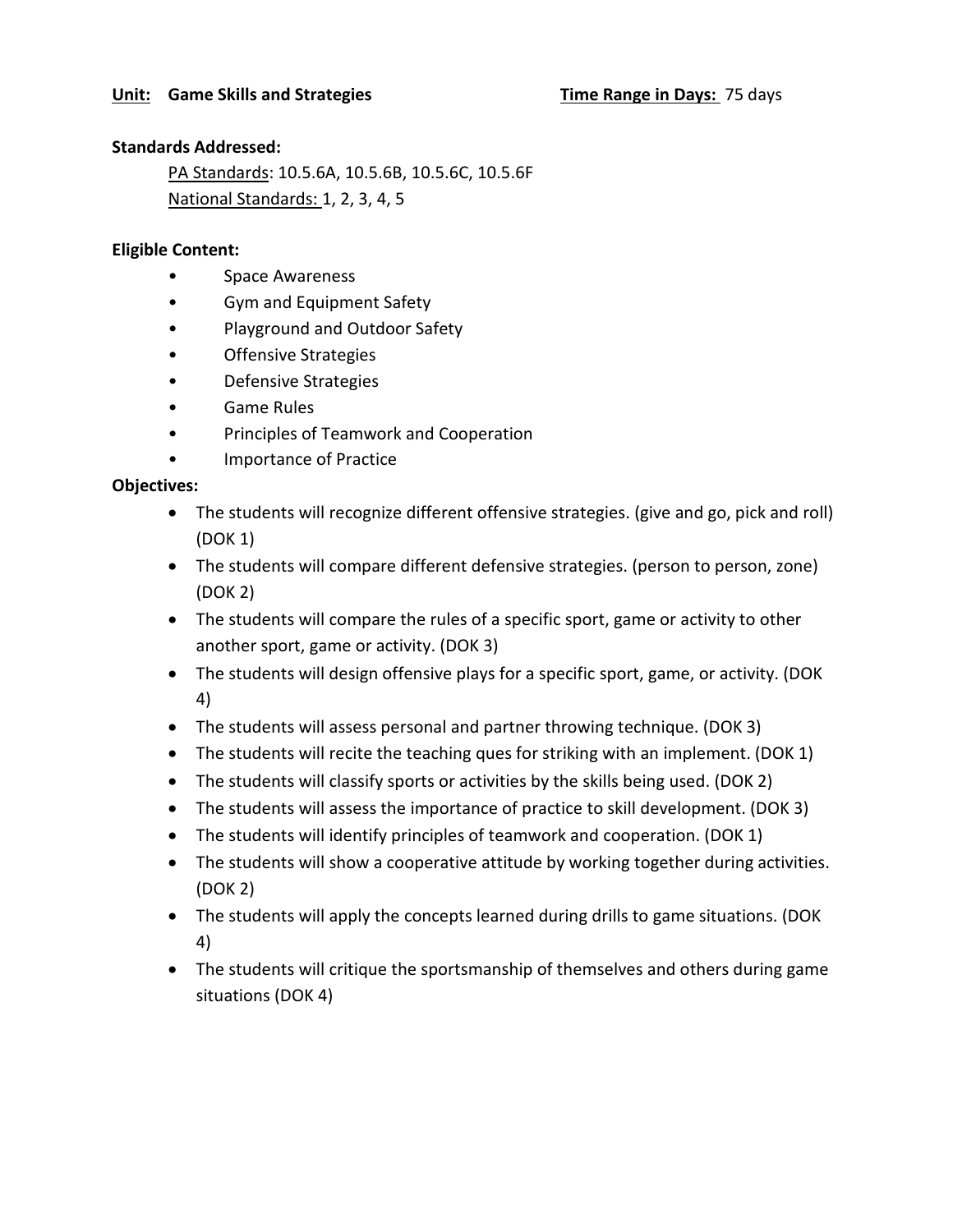**Unit:** **Game Skills and Strategies** **Time Range in Days:** 75 days

**Standards Addressed:**

PA Standards: 10.5.6A, 10.5.6B, 10.5.6C, 10.5.6F

National Standards: 1, 2, 3, 4, 5

**Eligible Content:**

- Space Awareness
- Gym and Equipment Safety
- Playground and Outdoor Safety
- Offensive Strategies
- Defensive Strategies
- Game Rules
- Principles of Teamwork and Cooperation
- Importance of Practice

**Objectives:**

- The students will recognize different offensive strategies. (give and go, pick and roll) (DOK 1)
- The students will compare different defensive strategies. (person to person, zone) (DOK 2)
- The students will compare the rules of a specific sport, game or activity to other another sport, game or activity. (DOK 3)
- The students will design offensive plays for a specific sport, game, or activity. (DOK 4)
- The students will assess personal and partner throwing technique. (DOK 3)
- The students will recite the teaching ques for striking with an implement. (DOK 1)
- The students will classify sports or activities by the skills being used. (DOK 2)
- The students will assess the importance of practice to skill development. (DOK 3)
- The students will identify principles of teamwork and cooperation. (DOK 1)
- The students will show a cooperative attitude by working together during activities. (DOK 2)
- The students will apply the concepts learned during drills to game situations. (DOK 4)
- The students will critique the sportsmanship of themselves and others during game situations (DOK 4)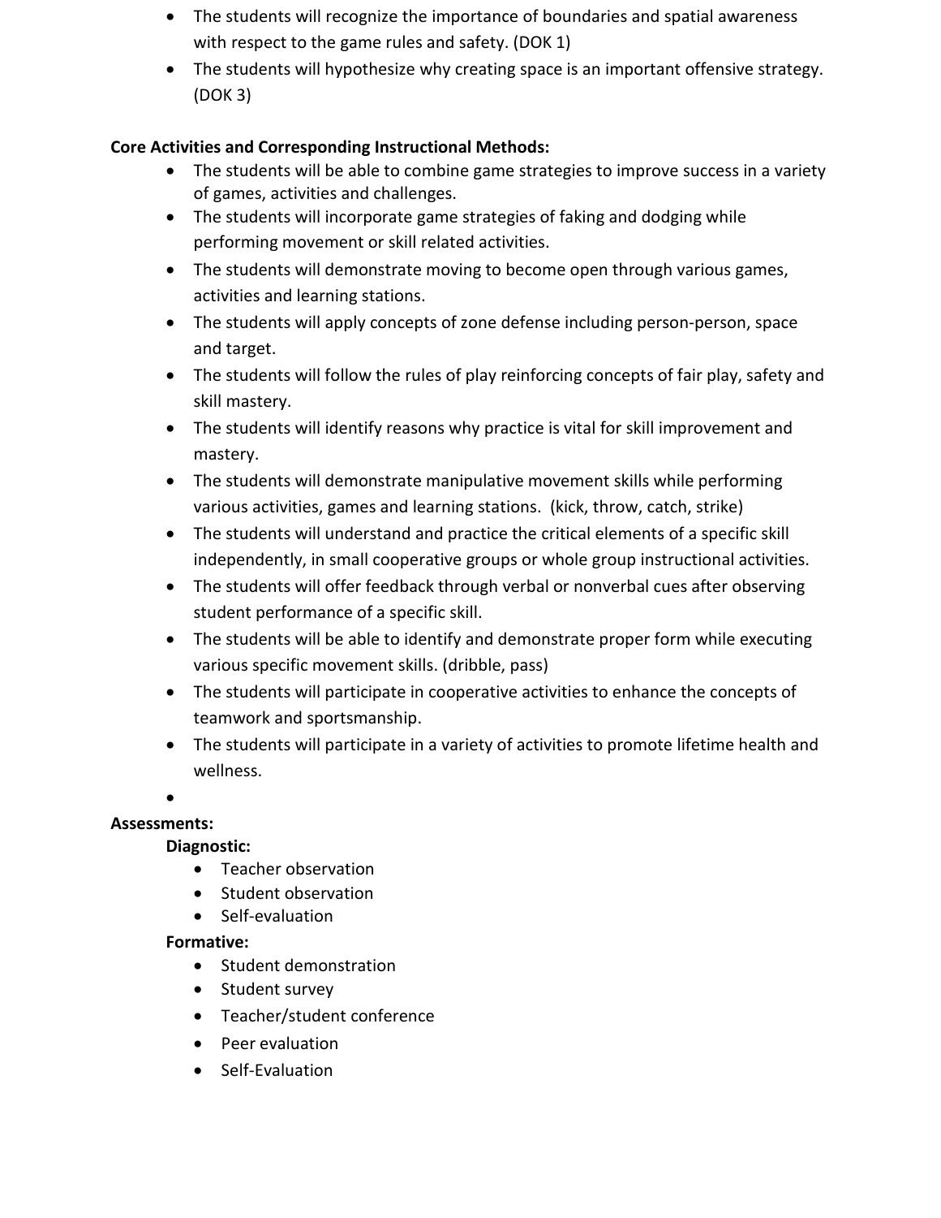- The students will recognize the importance of boundaries and spatial awareness with respect to the game rules and safety. (DOK 1)
- The students will hypothesize why creating space is an important offensive strategy. (DOK 3)

**Core Activities and Corresponding Instructional Methods:**

- The students will be able to combine game strategies to improve success in a variety of games, activities and challenges.
- The students will incorporate game strategies of faking and dodging while performing movement or skill related activities.
- The students will demonstrate moving to become open through various games, activities and learning stations.
- The students will apply concepts of zone defense including person-person, space and target.
- The students will follow the rules of play reinforcing concepts of fair play, safety and skill mastery.
- The students will identify reasons why practice is vital for skill improvement and mastery.
- The students will demonstrate manipulative movement skills while performing various activities, games and learning stations. (kick, throw, catch, strike)
- The students will understand and practice the critical elements of a specific skill independently, in small cooperative groups or whole group instructional activities.
- The students will offer feedback through verbal or nonverbal cues after observing student performance of a specific skill.
- The students will be able to identify and demonstrate proper form while executing various specific movement skills. (dribble, pass)
- The students will participate in cooperative activities to enhance the concepts of teamwork and sportsmanship.
- The students will participate in a variety of activities to promote lifetime health and wellness.

**Assessments:**

**Diagnostic:**

- Teacher observation
- Student observation
- Self-evaluation

**Formative:**

- Student demonstration
- Student survey
- Teacher/student conference
- Peer evaluation
- Self-Evaluation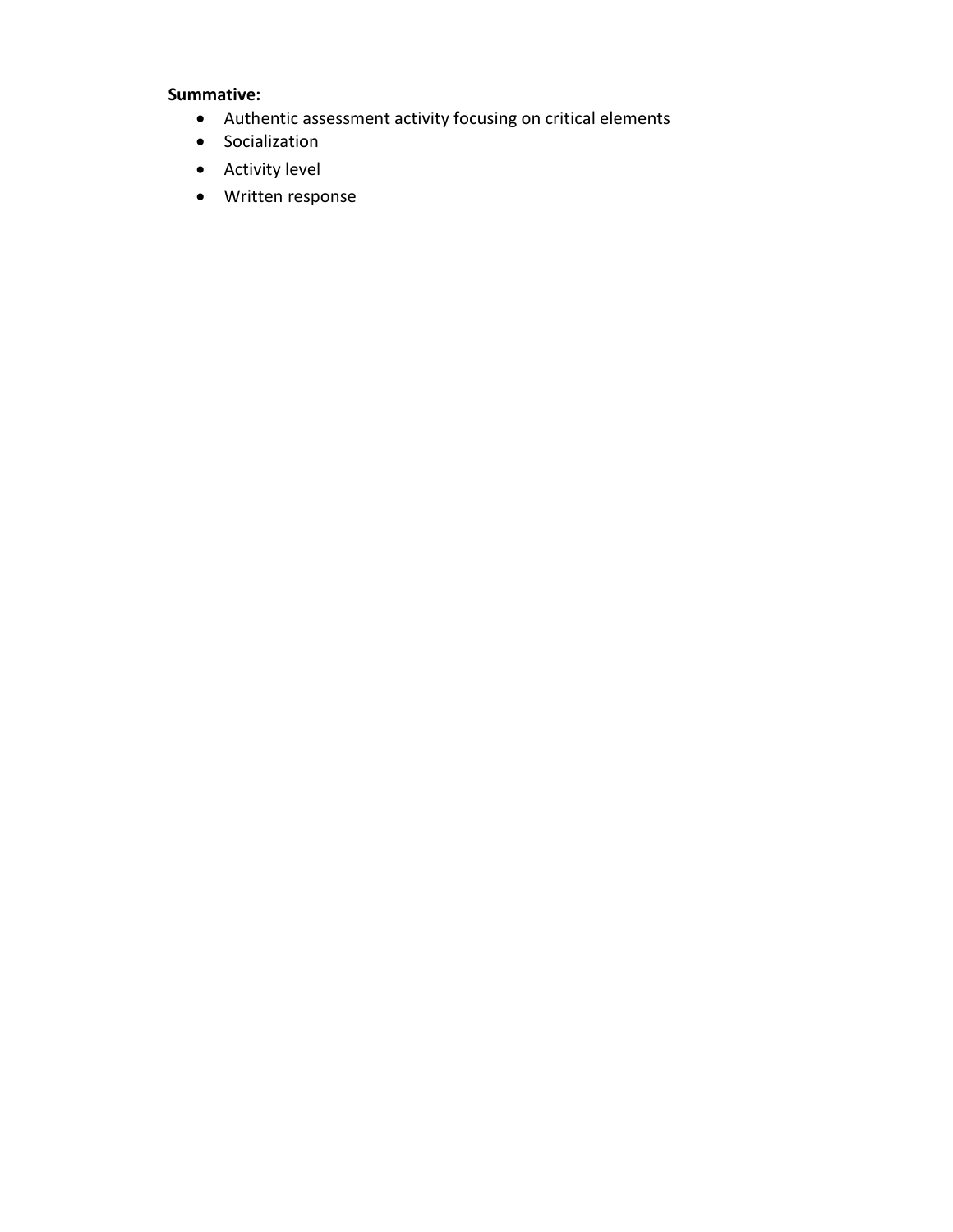**Summative:**

- Authentic assessment activity focusing on critical elements
- Socialization
- Activity level
- Written response